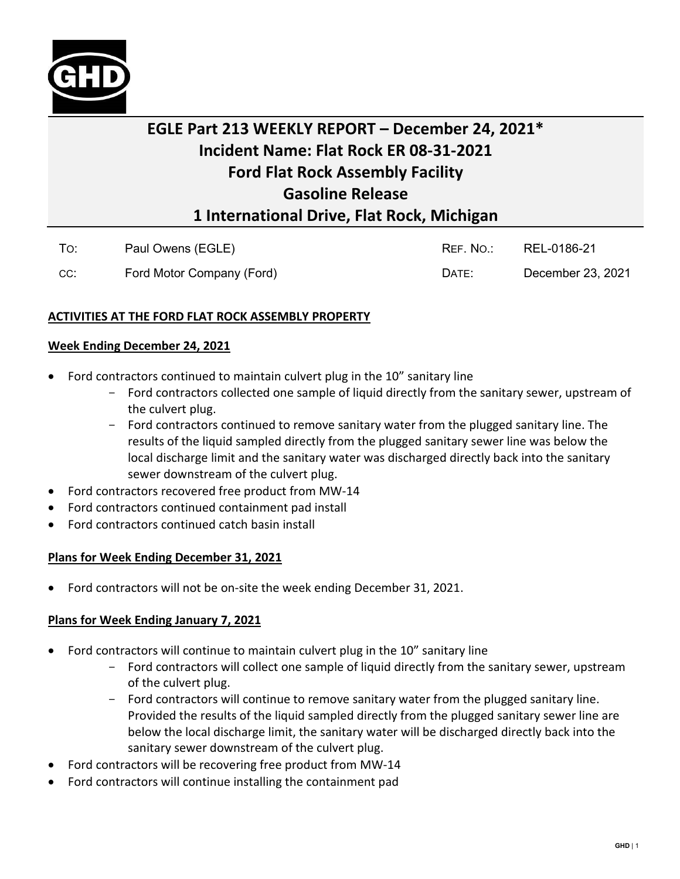# EGLE Part 213 WEEKLY REPORT – December 24, 2021*
# Incident Name: Flat Rock ER 08-31-2021
# Ford Flat Rock Assembly Facility
# Gasoline Release
# 1 International Drive, Flat Rock, Michigan

| | | | |
|---|---|---|---|
| TO: | Paul Owens (EGLE) | REF. NO.: | REL-0186-21 |
| CC: | Ford Motor Company (Ford) | DATE: | December 23, 2021 |

**ACTIVITIES AT THE FORD FLAT ROCK ASSEMBLY PROPERTY**

**Week Ending December 24, 2021**

- Ford contractors continued to maintain culvert plug in the 10" sanitary line
  - Ford contractors collected one sample of liquid directly from the sanitary sewer, upstream of the culvert plug.
  - Ford contractors continued to remove sanitary water from the plugged sanitary line. The results of the liquid sampled directly from the plugged sanitary sewer line was below the local discharge limit and the sanitary water was discharged directly back into the sanitary sewer downstream of the culvert plug.
- Ford contractors recovered free product from MW-14
- Ford contractors continued containment pad install
- Ford contractors continued catch basin install

**Plans for Week Ending December 31, 2021**

- Ford contractors will not be on-site the week ending December 31, 2021.

**Plans for Week Ending January 7, 2021**

- Ford contractors will continue to maintain culvert plug in the 10" sanitary line
  - Ford contractors will collect one sample of liquid directly from the sanitary sewer, upstream of the culvert plug.
  - Ford contractors will continue to remove sanitary water from the plugged sanitary line. Provided the results of the liquid sampled directly from the plugged sanitary sewer line are below the local discharge limit, the sanitary water will be discharged directly back into the sanitary sewer downstream of the culvert plug.
- Ford contractors will be recovering free product from MW-14
- Ford contractors will continue installing the containment pad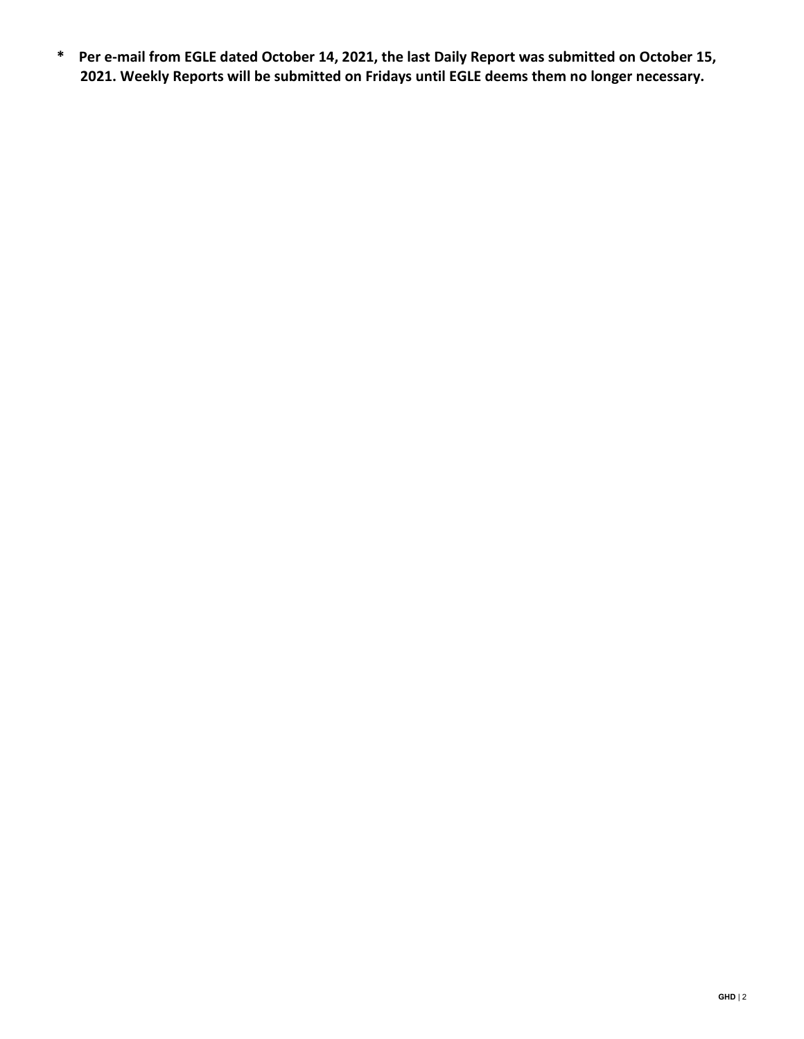**\* Per e-mail from EGLE dated October 14, 2021, the last Daily Report was submitted on October 15, 2021. Weekly Reports will be submitted on Fridays until EGLE deems them no longer necessary.**